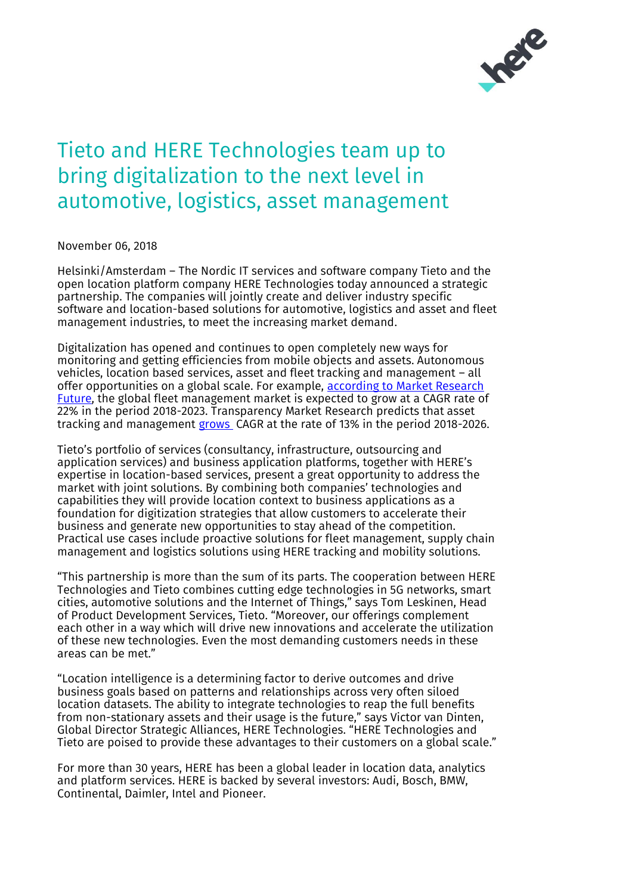# Tieto and HERE Technologies team up to bring digitalization to the next level in automotive, logistics, asset management

November 06, 2018

Helsinki/Amsterdam – The Nordic IT services and software company Tieto and the open location platform company HERE Technologies today announced a strategic partnership. The companies will jointly create and deliver industry specific software and location-based solutions for automotive, logistics and asset and fleet management industries, to meet the increasing market demand.

Digitalization has opened and continues to open completely new ways for monitoring and getting efficiencies from mobile objects and assets. Autonomous vehicles, location based services, asset and fleet tracking and management – all offer opportunities on a global scale. For example, according to Market Research Future, the global fleet management market is expected to grow at a CAGR rate of 22% in the period 2018-2023. Transparency Market Research predicts that asset tracking and management grows CAGR at the rate of 13% in the period 2018-2026.

Tieto's portfolio of services (consultancy, infrastructure, outsourcing and application services) and business application platforms, together with HERE's expertise in location-based services, present a great opportunity to address the market with joint solutions. By combining both companies' technologies and capabilities they will provide location context to business applications as a foundation for digitization strategies that allow customers to accelerate their business and generate new opportunities to stay ahead of the competition. Practical use cases include proactive solutions for fleet management, supply chain management and logistics solutions using HERE tracking and mobility solutions.

"This partnership is more than the sum of its parts. The cooperation between HERE Technologies and Tieto combines cutting edge technologies in 5G networks, smart cities, automotive solutions and the Internet of Things," says Tom Leskinen, Head of Product Development Services, Tieto. "Moreover, our offerings complement each other in a way which will drive new innovations and accelerate the utilization of these new technologies. Even the most demanding customers needs in these areas can be met."

"Location intelligence is a determining factor to derive outcomes and drive business goals based on patterns and relationships across very often siloed location datasets. The ability to integrate technologies to reap the full benefits from non-stationary assets and their usage is the future," says Victor van Dinten, Global Director Strategic Alliances, HERE Technologies. "HERE Technologies and Tieto are poised to provide these advantages to their customers on a global scale."

For more than 30 years, HERE has been a global leader in location data, analytics and platform services. HERE is backed by several investors: Audi, Bosch, BMW, Continental, Daimler, Intel and Pioneer.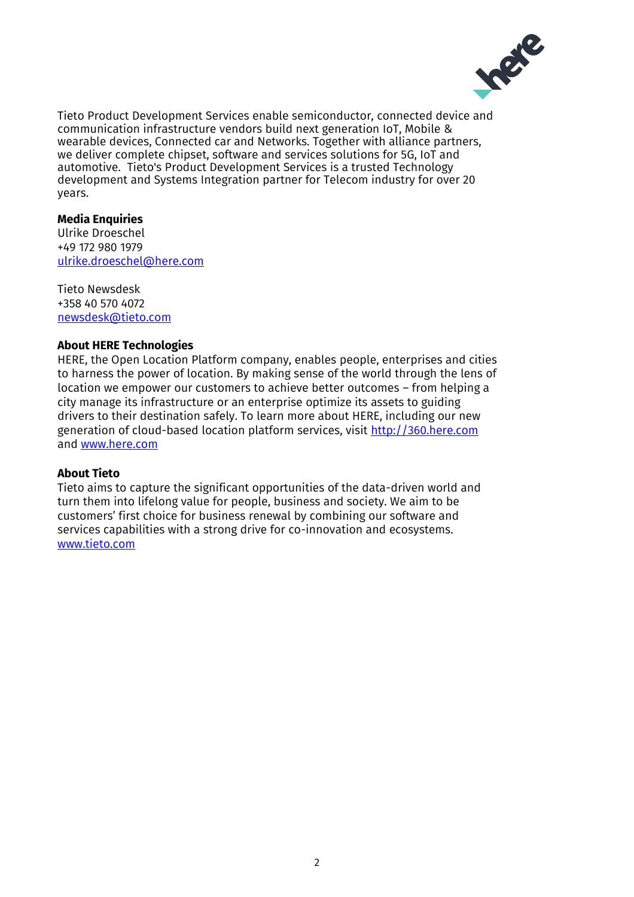Tieto Product Development Services enable semiconductor, connected device and communication infrastructure vendors build next generation IoT, Mobile & wearable devices, Connected car and Networks. Together with alliance partners, we deliver complete chipset, software and services solutions for 5G, IoT and automotive. Tieto's Product Development Services is a trusted Technology development and Systems Integration partner for Telecom industry for over 20 years.

**Media Enquiries**
Ulrike Droeschel
+49 172 980 1979
[ulrike.droeschel@here.com](mailto:ulrike.droeschel@here.com)

Tieto Newsdesk
+358 40 570 4072
[newsdesk@tieto.com](mailto:newsdesk@tieto.com)

**About HERE Technologies**
HERE, the Open Location Platform company, enables people, enterprises and cities to harness the power of location. By making sense of the world through the lens of location we empower our customers to achieve better outcomes – from helping a city manage its infrastructure or an enterprise optimize its assets to guiding drivers to their destination safely. To learn more about HERE, including our new generation of cloud-based location platform services, visit [http://360.here.com](http://360.here.com) and [www.here.com](http://www.here.com)

**About Tieto**
Tieto aims to capture the significant opportunities of the data-driven world and turn them into lifelong value for people, business and society. We aim to be customers' first choice for business renewal by combining our software and services capabilities with a strong drive for co-innovation and ecosystems.
[www.tieto.com](http://www.tieto.com)